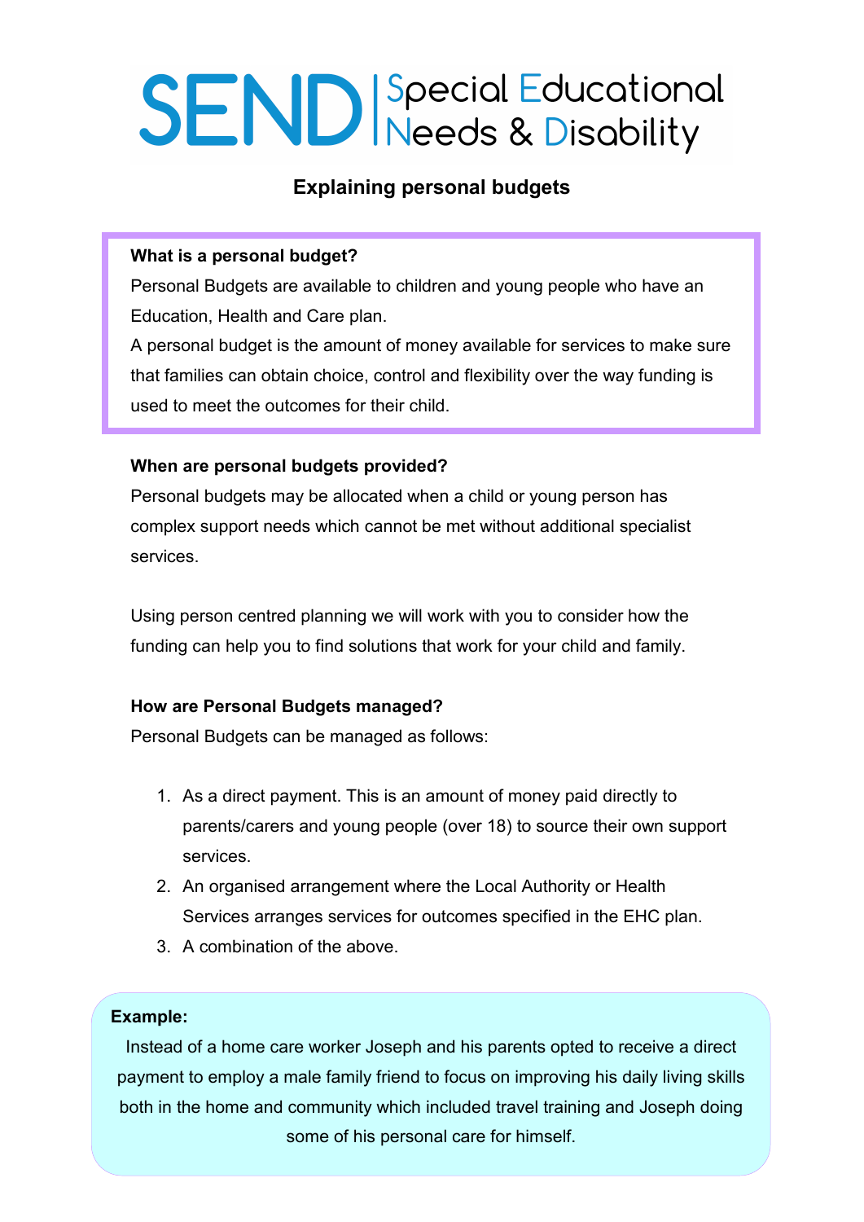# SEND | Special Educational Needs & Disability

## Explaining personal budgets

**What is a personal budget?**

Personal Budgets are available to children and young people who have an Education, Health and Care plan.

A personal budget is the amount of money available for services to make sure that families can obtain choice, control and flexibility over the way funding is used to meet the outcomes for their child.

**When are personal budgets provided?**

Personal budgets may be allocated when a child or young person has complex support needs which cannot be met without additional specialist services.

Using person centred planning we will work with you to consider how the funding can help you to find solutions that work for your child and family.

**How are Personal Budgets managed?**

Personal Budgets can be managed as follows:

1. As a direct payment. This is an amount of money paid directly to parents/carers and young people (over 18) to source their own support services.
2. An organised arrangement where the Local Authority or Health Services arranges services for outcomes specified in the EHC plan.
3. A combination of the above.

**Example:**

Instead of a home care worker Joseph and his parents opted to receive a direct payment to employ a male family friend to focus on improving his daily living skills both in the home and community which included travel training and Joseph doing some of his personal care for himself.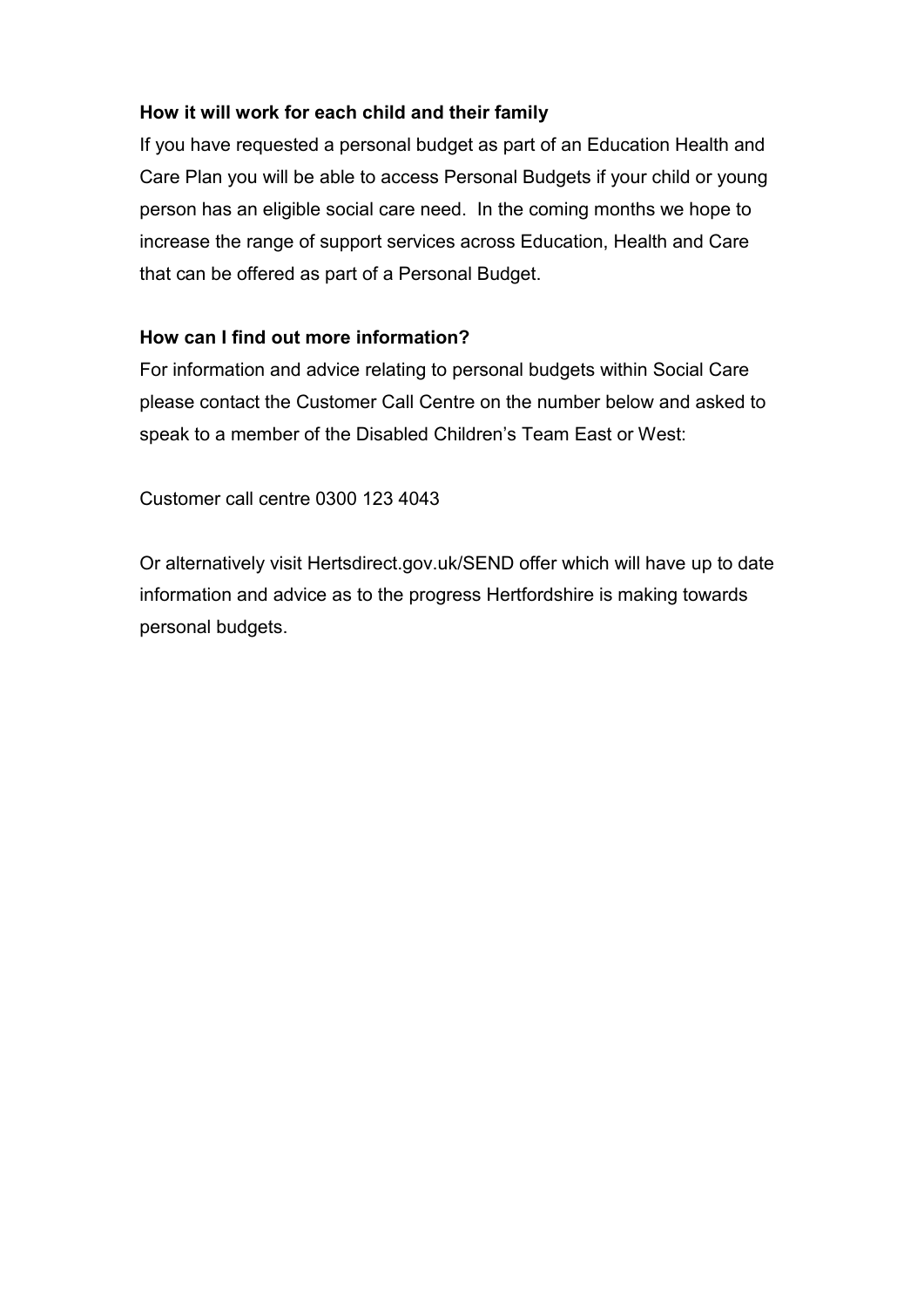**How it will work for each child and their family**

If you have requested a personal budget as part of an Education Health and Care Plan you will be able to access Personal Budgets if your child or young person has an eligible social care need. In the coming months we hope to increase the range of support services across Education, Health and Care that can be offered as part of a Personal Budget.

**How can I find out more information?**

For information and advice relating to personal budgets within Social Care please contact the Customer Call Centre on the number below and asked to speak to a member of the Disabled Children's Team East or West:

Customer call centre 0300 123 4043

Or alternatively visit Hertsdirect.gov.uk/SEND offer which will have up to date information and advice as to the progress Hertfordshire is making towards personal budgets.